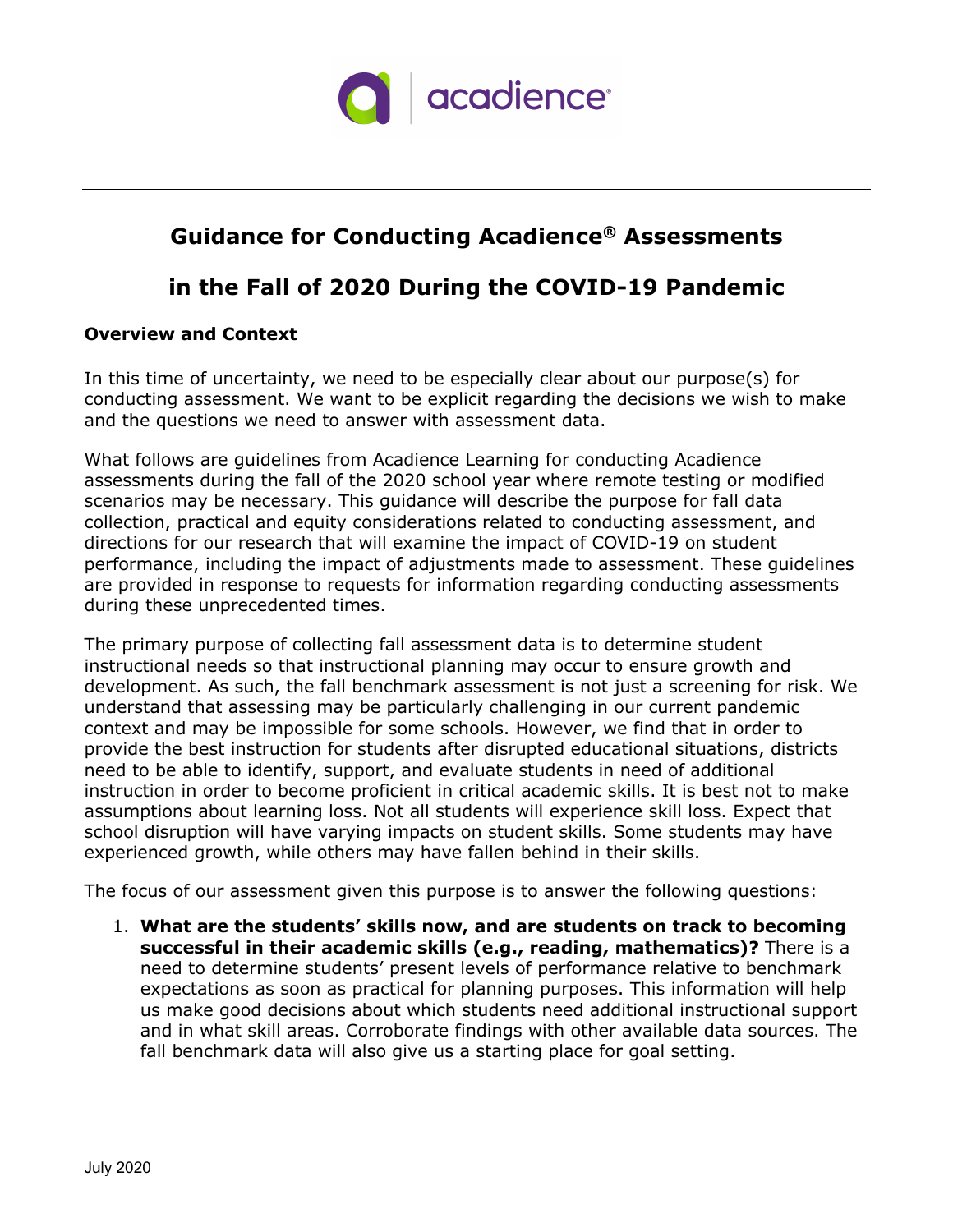# Guidance for Conducting Acadience® Assessments in the Fall of 2020 During the COVID-19 Pandemic

## Overview and Context

In this time of uncertainty, we need to be especially clear about our purpose(s) for conducting assessment. We want to be explicit regarding the decisions we wish to make and the questions we need to answer with assessment data.

What follows are guidelines from Acadience Learning for conducting Acadience assessments during the fall of the 2020 school year where remote testing or modified scenarios may be necessary. This guidance will describe the purpose for fall data collection, practical and equity considerations related to conducting assessment, and directions for our research that will examine the impact of COVID-19 on student performance, including the impact of adjustments made to assessment. These guidelines are provided in response to requests for information regarding conducting assessments during these unprecedented times.

The primary purpose of collecting fall assessment data is to determine student instructional needs so that instructional planning may occur to ensure growth and development. As such, the fall benchmark assessment is not just a screening for risk. We understand that assessing may be particularly challenging in our current pandemic context and may be impossible for some schools. However, we find that in order to provide the best instruction for students after disrupted educational situations, districts need to be able to identify, support, and evaluate students in need of additional instruction in order to become proficient in critical academic skills. It is best not to make assumptions about learning loss. Not all students will experience skill loss. Expect that school disruption will have varying impacts on student skills. Some students may have experienced growth, while others may have fallen behind in their skills.

The focus of our assessment given this purpose is to answer the following questions:

1. **What are the students' skills now, and are students on track to becoming successful in their academic skills (e.g., reading, mathematics)?** There is a need to determine students' present levels of performance relative to benchmark expectations as soon as practical for planning purposes. This information will help us make good decisions about which students need additional instructional support and in what skill areas. Corroborate findings with other available data sources. The fall benchmark data will also give us a starting place for goal setting.

July 2020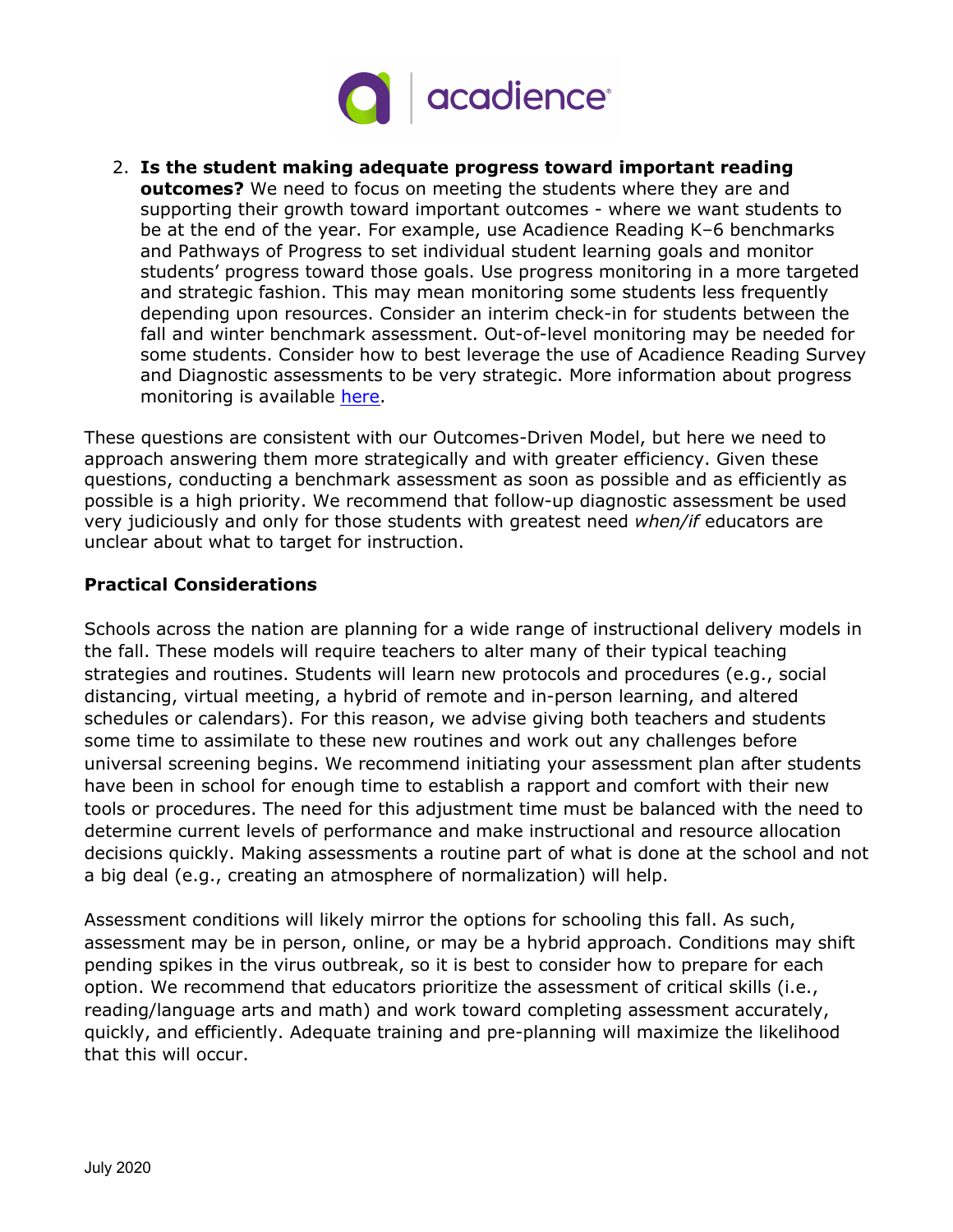2. **Is the student making adequate progress toward important reading outcomes?** We need to focus on meeting the students where they are and supporting their growth toward important outcomes - where we want students to be at the end of the year. For example, use Acadience Reading K–6 benchmarks and Pathways of Progress to set individual student learning goals and monitor students' progress toward those goals. Use progress monitoring in a more targeted and strategic fashion. This may mean monitoring some students less frequently depending upon resources. Consider an interim check-in for students between the fall and winter benchmark assessment. Out-of-level monitoring may be needed for some students. Consider how to best leverage the use of Acadience Reading Survey and Diagnostic assessments to be very strategic. More information about progress monitoring is available here.

These questions are consistent with our Outcomes-Driven Model, but here we need to approach answering them more strategically and with greater efficiency. Given these questions, conducting a benchmark assessment as soon as possible and as efficiently as possible is a high priority. We recommend that follow-up diagnostic assessment be used very judiciously and only for those students with greatest need *when/if* educators are unclear about what to target for instruction.

### Practical Considerations

Schools across the nation are planning for a wide range of instructional delivery models in the fall. These models will require teachers to alter many of their typical teaching strategies and routines. Students will learn new protocols and procedures (e.g., social distancing, virtual meeting, a hybrid of remote and in-person learning, and altered schedules or calendars). For this reason, we advise giving both teachers and students some time to assimilate to these new routines and work out any challenges before universal screening begins. We recommend initiating your assessment plan after students have been in school for enough time to establish a rapport and comfort with their new tools or procedures. The need for this adjustment time must be balanced with the need to determine current levels of performance and make instructional and resource allocation decisions quickly. Making assessments a routine part of what is done at the school and not a big deal (e.g., creating an atmosphere of normalization) will help.

Assessment conditions will likely mirror the options for schooling this fall. As such, assessment may be in person, online, or may be a hybrid approach. Conditions may shift pending spikes in the virus outbreak, so it is best to consider how to prepare for each option. We recommend that educators prioritize the assessment of critical skills (i.e., reading/language arts and math) and work toward completing assessment accurately, quickly, and efficiently. Adequate training and pre-planning will maximize the likelihood that this will occur.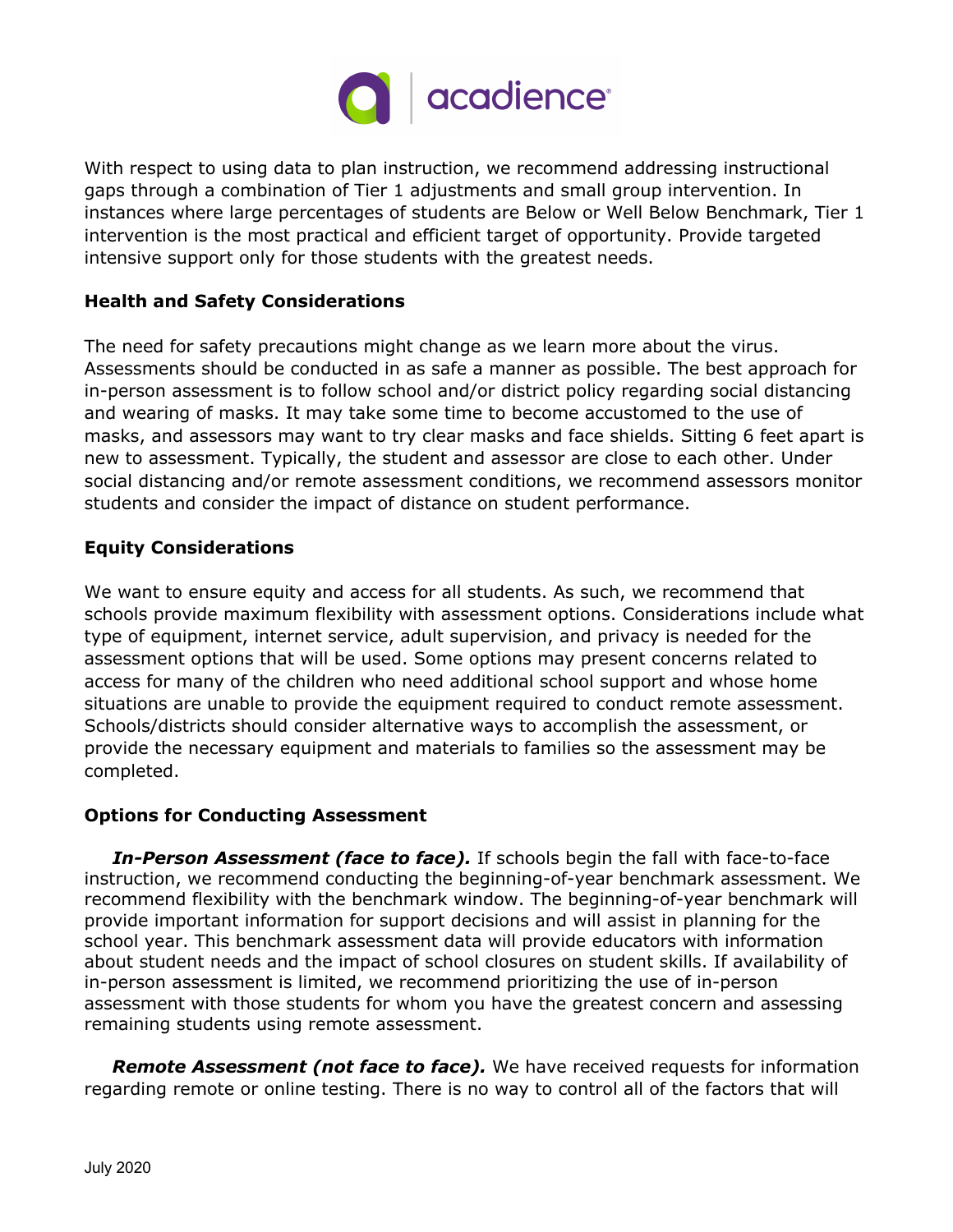With respect to using data to plan instruction, we recommend addressing instructional gaps through a combination of Tier 1 adjustments and small group intervention. In instances where large percentages of students are Below or Well Below Benchmark, Tier 1 intervention is the most practical and efficient target of opportunity. Provide targeted intensive support only for those students with the greatest needs.

### Health and Safety Considerations

The need for safety precautions might change as we learn more about the virus. Assessments should be conducted in as safe a manner as possible. The best approach for in-person assessment is to follow school and/or district policy regarding social distancing and wearing of masks. It may take some time to become accustomed to the use of masks, and assessors may want to try clear masks and face shields. Sitting 6 feet apart is new to assessment. Typically, the student and assessor are close to each other. Under social distancing and/or remote assessment conditions, we recommend assessors monitor students and consider the impact of distance on student performance.

### Equity Considerations

We want to ensure equity and access for all students. As such, we recommend that schools provide maximum flexibility with assessment options. Considerations include what type of equipment, internet service, adult supervision, and privacy is needed for the assessment options that will be used. Some options may present concerns related to access for many of the children who need additional school support and whose home situations are unable to provide the equipment required to conduct remote assessment. Schools/districts should consider alternative ways to accomplish the assessment, or provide the necessary equipment and materials to families so the assessment may be completed.

### Options for Conducting Assessment

***In-Person Assessment (face to face).*** If schools begin the fall with face-to-face instruction, we recommend conducting the beginning-of-year benchmark assessment. We recommend flexibility with the benchmark window. The beginning-of-year benchmark will provide important information for support decisions and will assist in planning for the school year. This benchmark assessment data will provide educators with information about student needs and the impact of school closures on student skills. If availability of in-person assessment is limited, we recommend prioritizing the use of in-person assessment with those students for whom you have the greatest concern and assessing remaining students using remote assessment.

***Remote Assessment (not face to face).*** We have received requests for information regarding remote or online testing. There is no way to control all of the factors that will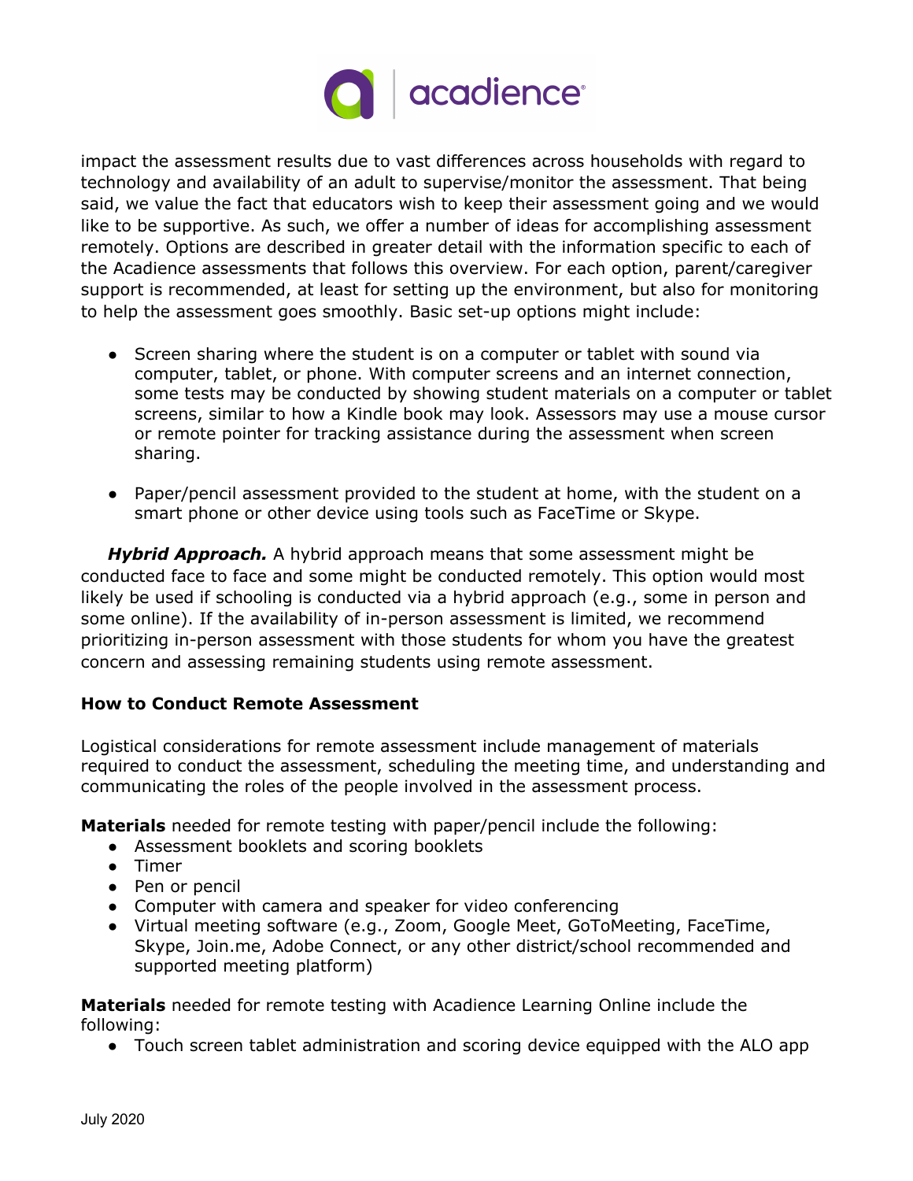impact the assessment results due to vast differences across households with regard to technology and availability of an adult to supervise/monitor the assessment. That being said, we value the fact that educators wish to keep their assessment going and we would like to be supportive. As such, we offer a number of ideas for accomplishing assessment remotely. Options are described in greater detail with the information specific to each of the Acadience assessments that follows this overview. For each option, parent/caregiver support is recommended, at least for setting up the environment, but also for monitoring to help the assessment goes smoothly. Basic set-up options might include:

- Screen sharing where the student is on a computer or tablet with sound via computer, tablet, or phone. With computer screens and an internet connection, some tests may be conducted by showing student materials on a computer or tablet screens, similar to how a Kindle book may look. Assessors may use a mouse cursor or remote pointer for tracking assistance during the assessment when screen sharing.

- Paper/pencil assessment provided to the student at home, with the student on a smart phone or other device using tools such as FaceTime or Skype.

***Hybrid Approach.*** A hybrid approach means that some assessment might be conducted face to face and some might be conducted remotely. This option would most likely be used if schooling is conducted via a hybrid approach (e.g., some in person and some online). If the availability of in-person assessment is limited, we recommend prioritizing in-person assessment with those students for whom you have the greatest concern and assessing remaining students using remote assessment.

**How to Conduct Remote Assessment**

Logistical considerations for remote assessment include management of materials required to conduct the assessment, scheduling the meeting time, and understanding and communicating the roles of the people involved in the assessment process.

**Materials** needed for remote testing with paper/pencil include the following:

- Assessment booklets and scoring booklets
- Timer
- Pen or pencil
- Computer with camera and speaker for video conferencing
- Virtual meeting software (e.g., Zoom, Google Meet, GoToMeeting, FaceTime, Skype, Join.me, Adobe Connect, or any other district/school recommended and supported meeting platform)

**Materials** needed for remote testing with Acadience Learning Online include the following:

- Touch screen tablet administration and scoring device equipped with the ALO app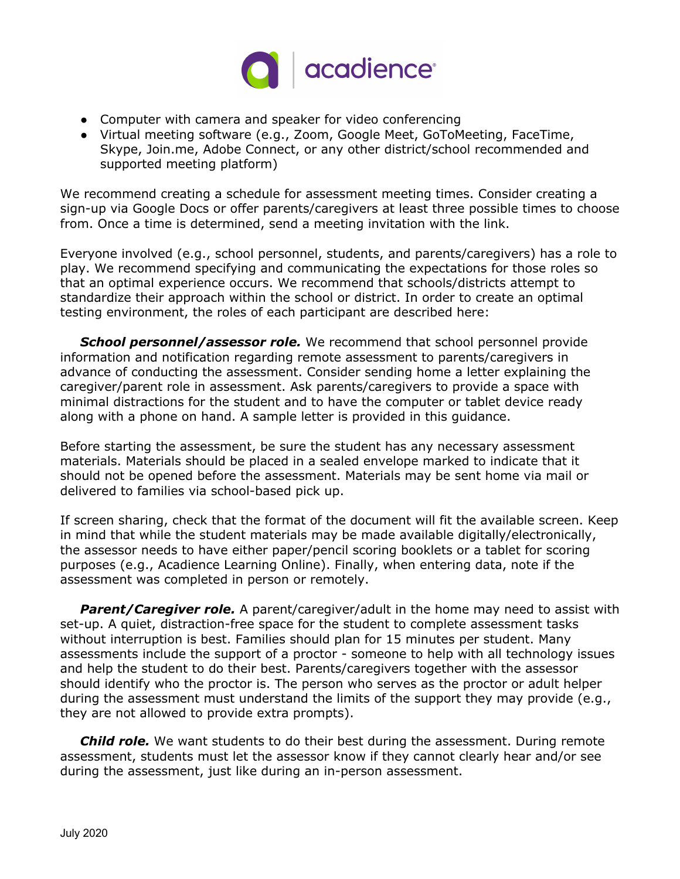- Computer with camera and speaker for video conferencing
- Virtual meeting software (e.g., Zoom, Google Meet, GoToMeeting, FaceTime, Skype, Join.me, Adobe Connect, or any other district/school recommended and supported meeting platform)

We recommend creating a schedule for assessment meeting times. Consider creating a sign-up via Google Docs or offer parents/caregivers at least three possible times to choose from. Once a time is determined, send a meeting invitation with the link.

Everyone involved (e.g., school personnel, students, and parents/caregivers) has a role to play. We recommend specifying and communicating the expectations for those roles so that an optimal experience occurs. We recommend that schools/districts attempt to standardize their approach within the school or district. In order to create an optimal testing environment, the roles of each participant are described here:

***School personnel/assessor role.*** We recommend that school personnel provide information and notification regarding remote assessment to parents/caregivers in advance of conducting the assessment. Consider sending home a letter explaining the caregiver/parent role in assessment. Ask parents/caregivers to provide a space with minimal distractions for the student and to have the computer or tablet device ready along with a phone on hand. A sample letter is provided in this guidance.

Before starting the assessment, be sure the student has any necessary assessment materials. Materials should be placed in a sealed envelope marked to indicate that it should not be opened before the assessment. Materials may be sent home via mail or delivered to families via school-based pick up.

If screen sharing, check that the format of the document will fit the available screen. Keep in mind that while the student materials may be made available digitally/electronically, the assessor needs to have either paper/pencil scoring booklets or a tablet for scoring purposes (e.g., Acadience Learning Online). Finally, when entering data, note if the assessment was completed in person or remotely.

***Parent/Caregiver role.*** A parent/caregiver/adult in the home may need to assist with set-up. A quiet, distraction-free space for the student to complete assessment tasks without interruption is best. Families should plan for 15 minutes per student. Many assessments include the support of a proctor - someone to help with all technology issues and help the student to do their best. Parents/caregivers together with the assessor should identify who the proctor is. The person who serves as the proctor or adult helper during the assessment must understand the limits of the support they may provide (e.g., they are not allowed to provide extra prompts).

***Child role.*** We want students to do their best during the assessment. During remote assessment, students must let the assessor know if they cannot clearly hear and/or see during the assessment, just like during an in-person assessment.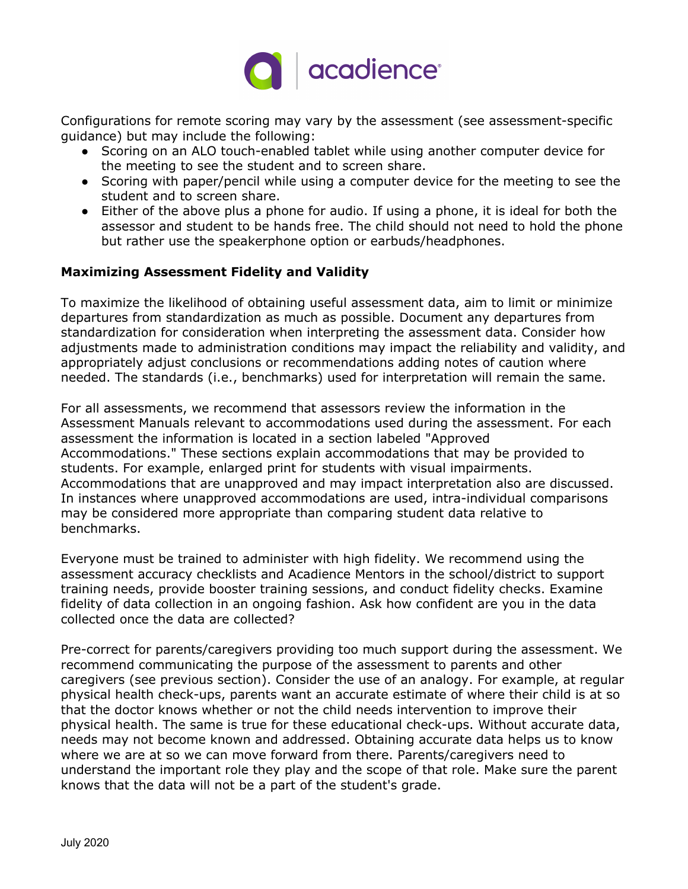Configurations for remote scoring may vary by the assessment (see assessment-specific guidance) but may include the following:

- Scoring on an ALO touch-enabled tablet while using another computer device for the meeting to see the student and to screen share.
- Scoring with paper/pencil while using a computer device for the meeting to see the student and to screen share.
- Either of the above plus a phone for audio. If using a phone, it is ideal for both the assessor and student to be hands free. The child should not need to hold the phone but rather use the speakerphone option or earbuds/headphones.

**Maximizing Assessment Fidelity and Validity**

To maximize the likelihood of obtaining useful assessment data, aim to limit or minimize departures from standardization as much as possible. Document any departures from standardization for consideration when interpreting the assessment data. Consider how adjustments made to administration conditions may impact the reliability and validity, and appropriately adjust conclusions or recommendations adding notes of caution where needed. The standards (i.e., benchmarks) used for interpretation will remain the same.

For all assessments, we recommend that assessors review the information in the Assessment Manuals relevant to accommodations used during the assessment. For each assessment the information is located in a section labeled "Approved Accommodations." These sections explain accommodations that may be provided to students. For example, enlarged print for students with visual impairments. Accommodations that are unapproved and may impact interpretation also are discussed. In instances where unapproved accommodations are used, intra-individual comparisons may be considered more appropriate than comparing student data relative to benchmarks.

Everyone must be trained to administer with high fidelity. We recommend using the assessment accuracy checklists and Acadience Mentors in the school/district to support training needs, provide booster training sessions, and conduct fidelity checks. Examine fidelity of data collection in an ongoing fashion. Ask how confident are you in the data collected once the data are collected?

Pre-correct for parents/caregivers providing too much support during the assessment. We recommend communicating the purpose of the assessment to parents and other caregivers (see previous section). Consider the use of an analogy. For example, at regular physical health check-ups, parents want an accurate estimate of where their child is at so that the doctor knows whether or not the child needs intervention to improve their physical health. The same is true for these educational check-ups. Without accurate data, needs may not become known and addressed. Obtaining accurate data helps us to know where we are at so we can move forward from there. Parents/caregivers need to understand the important role they play and the scope of that role. Make sure the parent knows that the data will not be a part of the student's grade.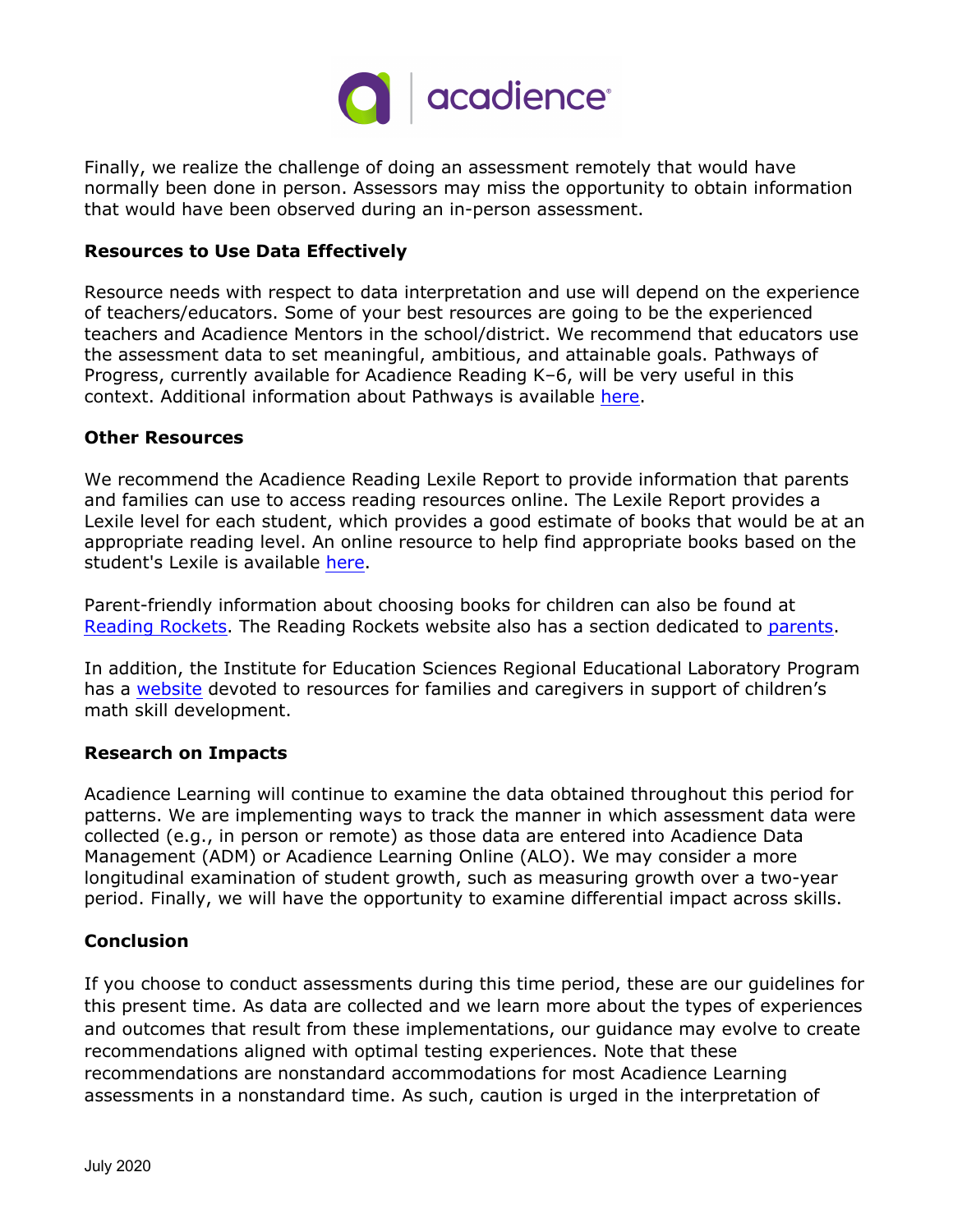Finally, we realize the challenge of doing an assessment remotely that would have normally been done in person. Assessors may miss the opportunity to obtain information that would have been observed during an in-person assessment.

### Resources to Use Data Effectively

Resource needs with respect to data interpretation and use will depend on the experience of teachers/educators. Some of your best resources are going to be the experienced teachers and Acadience Mentors in the school/district. We recommend that educators use the assessment data to set meaningful, ambitious, and attainable goals. Pathways of Progress, currently available for Acadience Reading K–6, will be very useful in this context. Additional information about Pathways is available here.

### Other Resources

We recommend the Acadience Reading Lexile Report to provide information that parents and families can use to access reading resources online. The Lexile Report provides a Lexile level for each student, which provides a good estimate of books that would be at an appropriate reading level. An online resource to help find appropriate books based on the student's Lexile is available here.

Parent-friendly information about choosing books for children can also be found at Reading Rockets. The Reading Rockets website also has a section dedicated to parents.

In addition, the Institute for Education Sciences Regional Educational Laboratory Program has a website devoted to resources for families and caregivers in support of children's math skill development.

### Research on Impacts

Acadience Learning will continue to examine the data obtained throughout this period for patterns. We are implementing ways to track the manner in which assessment data were collected (e.g., in person or remote) as those data are entered into Acadience Data Management (ADM) or Acadience Learning Online (ALO). We may consider a more longitudinal examination of student growth, such as measuring growth over a two-year period. Finally, we will have the opportunity to examine differential impact across skills.

### Conclusion

If you choose to conduct assessments during this time period, these are our guidelines for this present time. As data are collected and we learn more about the types of experiences and outcomes that result from these implementations, our guidance may evolve to create recommendations aligned with optimal testing experiences. Note that these recommendations are nonstandard accommodations for most Acadience Learning assessments in a nonstandard time. As such, caution is urged in the interpretation of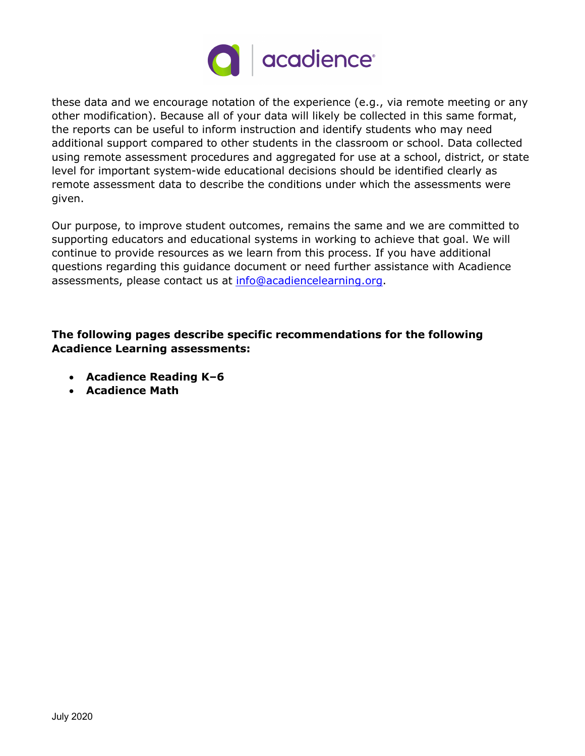these data and we encourage notation of the experience (e.g., via remote meeting or any other modification). Because all of your data will likely be collected in this same format, the reports can be useful to inform instruction and identify students who may need additional support compared to other students in the classroom or school. Data collected using remote assessment procedures and aggregated for use at a school, district, or state level for important system-wide educational decisions should be identified clearly as remote assessment data to describe the conditions under which the assessments were given.

Our purpose, to improve student outcomes, remains the same and we are committed to supporting educators and educational systems in working to achieve that goal. We will continue to provide resources as we learn from this process. If you have additional questions regarding this guidance document or need further assistance with Acadience assessments, please contact us at info@acadiencelearning.org.

**The following pages describe specific recommendations for the following Acadience Learning assessments:**

- **Acadience Reading K–6**
- **Acadience Math**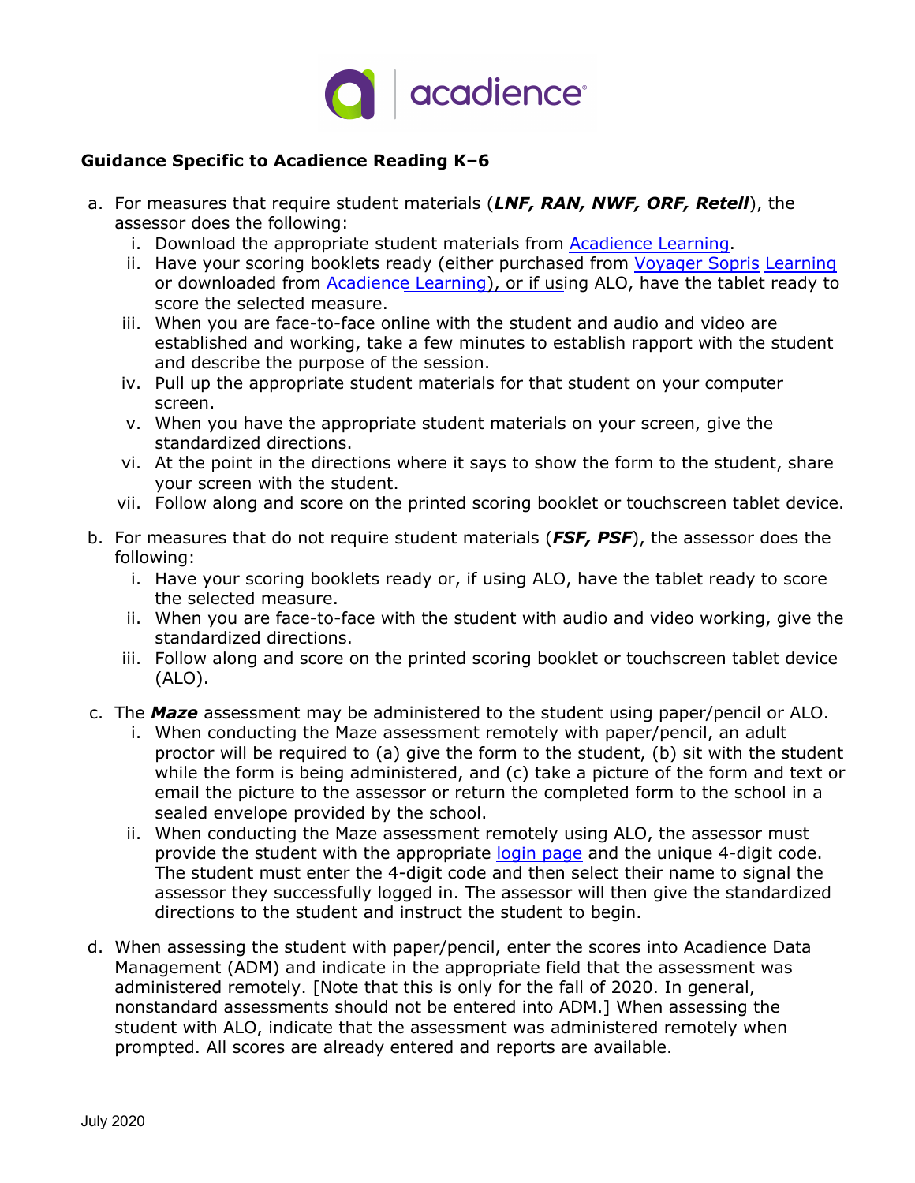**Guidance Specific to Acadience Reading K–6**

a. For measures that require student materials (***LNF, RAN, NWF, ORF, Retell***), the assessor does the following:
   i. Download the appropriate student materials from Acadience Learning.
   ii. Have your scoring booklets ready (either purchased from Voyager Sopris Learning or downloaded from Acadience Learning), or if using ALO, have the tablet ready to score the selected measure.
   iii. When you are face-to-face online with the student and audio and video are established and working, take a few minutes to establish rapport with the student and describe the purpose of the session.
   iv. Pull up the appropriate student materials for that student on your computer screen.
   v. When you have the appropriate student materials on your screen, give the standardized directions.
   vi. At the point in the directions where it says to show the form to the student, share your screen with the student.
   vii. Follow along and score on the printed scoring booklet or touchscreen tablet device.

b. For measures that do not require student materials (***FSF, PSF***), the assessor does the following:
   i. Have your scoring booklets ready or, if using ALO, have the tablet ready to score the selected measure.
   ii. When you are face-to-face with the student with audio and video working, give the standardized directions.
   iii. Follow along and score on the printed scoring booklet or touchscreen tablet device (ALO).

c. The ***Maze*** assessment may be administered to the student using paper/pencil or ALO.
   i. When conducting the Maze assessment remotely with paper/pencil, an adult proctor will be required to (a) give the form to the student, (b) sit with the student while the form is being administered, and (c) take a picture of the form and text or email the picture to the assessor or return the completed form to the school in a sealed envelope provided by the school.
   ii. When conducting the Maze assessment remotely using ALO, the assessor must provide the student with the appropriate login page and the unique 4-digit code. The student must enter the 4-digit code and then select their name to signal the assessor they successfully logged in. The assessor will then give the standardized directions to the student and instruct the student to begin.

d. When assessing the student with paper/pencil, enter the scores into Acadience Data Management (ADM) and indicate in the appropriate field that the assessment was administered remotely. [Note that this is only for the fall of 2020. In general, nonstandard assessments should not be entered into ADM.] When assessing the student with ALO, indicate that the assessment was administered remotely when prompted. All scores are already entered and reports are available.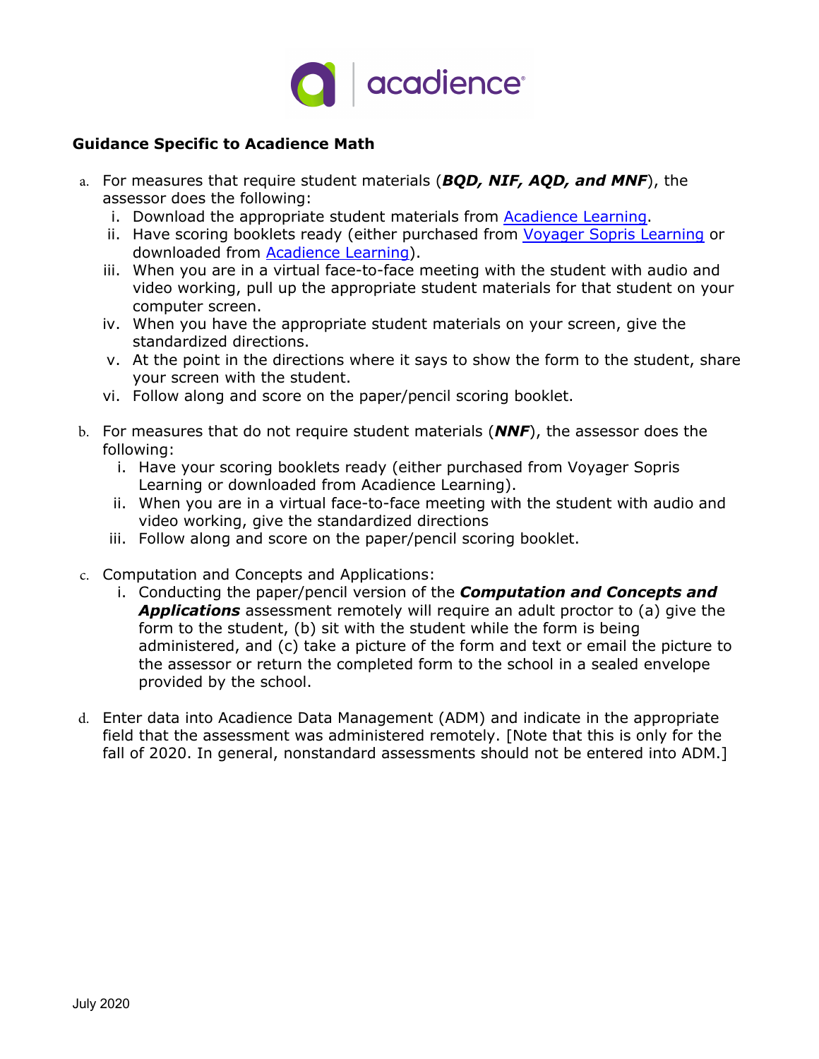**Guidance Specific to Acadience Math**

a. For measures that require student materials (***BQD, NIF, AQD, and MNF***), the assessor does the following:
   i. Download the appropriate student materials from Acadience Learning.
   ii. Have scoring booklets ready (either purchased from Voyager Sopris Learning or downloaded from Acadience Learning).
   iii. When you are in a virtual face-to-face meeting with the student with audio and video working, pull up the appropriate student materials for that student on your computer screen.
   iv. When you have the appropriate student materials on your screen, give the standardized directions.
   v. At the point in the directions where it says to show the form to the student, share your screen with the student.
   vi. Follow along and score on the paper/pencil scoring booklet.

b. For measures that do not require student materials (***NNF***), the assessor does the following:
   i. Have your scoring booklets ready (either purchased from Voyager Sopris Learning or downloaded from Acadience Learning).
   ii. When you are in a virtual face-to-face meeting with the student with audio and video working, give the standardized directions
   iii. Follow along and score on the paper/pencil scoring booklet.

c. Computation and Concepts and Applications:
   i. Conducting the paper/pencil version of the ***Computation and Concepts and Applications*** assessment remotely will require an adult proctor to (a) give the form to the student, (b) sit with the student while the form is being administered, and (c) take a picture of the form and text or email the picture to the assessor or return the completed form to the school in a sealed envelope provided by the school.

d. Enter data into Acadience Data Management (ADM) and indicate in the appropriate field that the assessment was administered remotely. [Note that this is only for the fall of 2020. In general, nonstandard assessments should not be entered into ADM.]

July 2020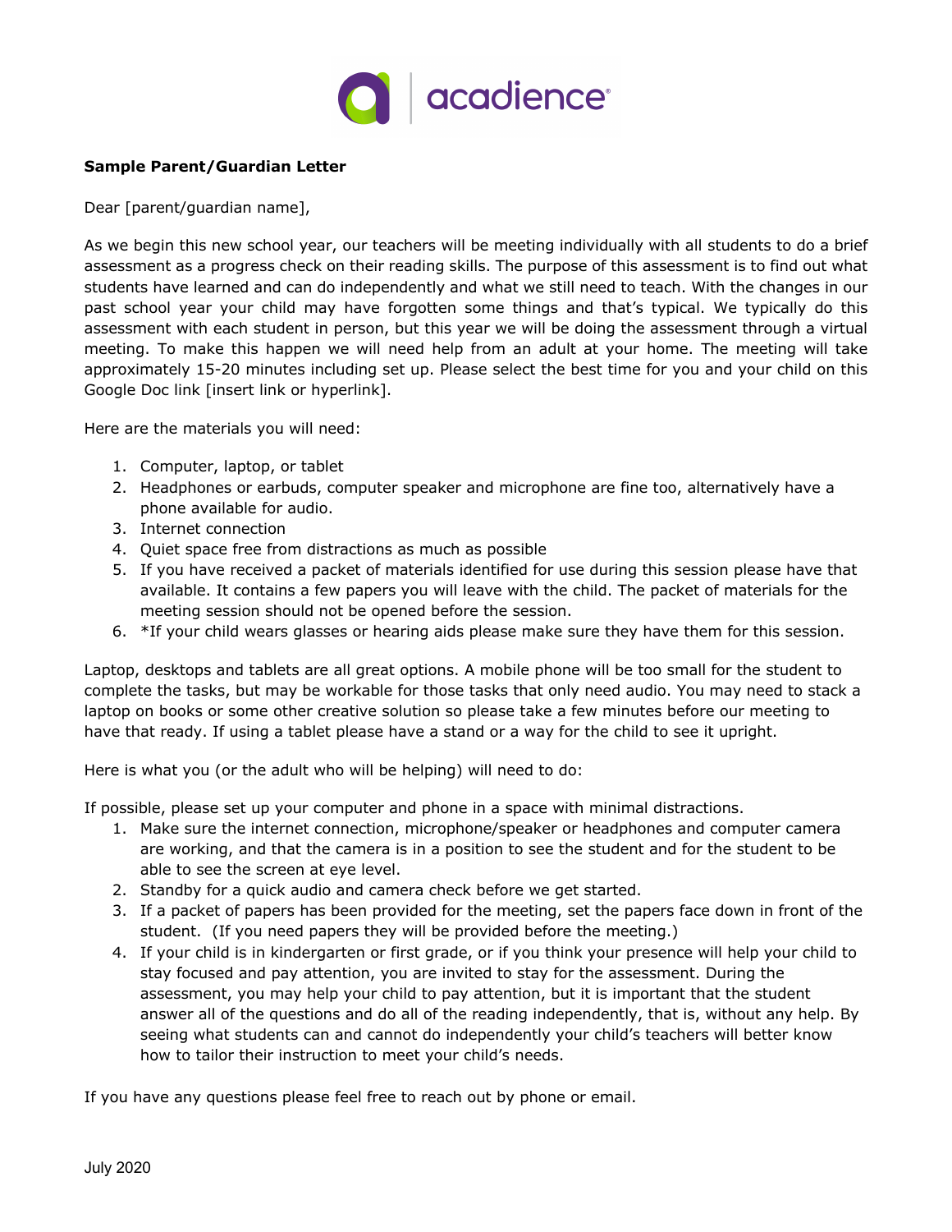**Sample Parent/Guardian Letter**

Dear [parent/guardian name],

As we begin this new school year, our teachers will be meeting individually with all students to do a brief assessment as a progress check on their reading skills. The purpose of this assessment is to find out what students have learned and can do independently and what we still need to teach. With the changes in our past school year your child may have forgotten some things and that's typical. We typically do this assessment with each student in person, but this year we will be doing the assessment through a virtual meeting. To make this happen we will need help from an adult at your home. The meeting will take approximately 15-20 minutes including set up. Please select the best time for you and your child on this Google Doc link [insert link or hyperlink].

Here are the materials you will need:

1. Computer, laptop, or tablet
2. Headphones or earbuds, computer speaker and microphone are fine too, alternatively have a phone available for audio.
3. Internet connection
4. Quiet space free from distractions as much as possible
5. If you have received a packet of materials identified for use during this session please have that available. It contains a few papers you will leave with the child. The packet of materials for the meeting session should not be opened before the session.
6. *If your child wears glasses or hearing aids please make sure they have them for this session.

Laptop, desktops and tablets are all great options. A mobile phone will be too small for the student to complete the tasks, but may be workable for those tasks that only need audio. You may need to stack a laptop on books or some other creative solution so please take a few minutes before our meeting to have that ready. If using a tablet please have a stand or a way for the child to see it upright.

Here is what you (or the adult who will be helping) will need to do:

If possible, please set up your computer and phone in a space with minimal distractions.

1. Make sure the internet connection, microphone/speaker or headphones and computer camera are working, and that the camera is in a position to see the student and for the student to be able to see the screen at eye level.
2. Standby for a quick audio and camera check before we get started.
3. If a packet of papers has been provided for the meeting, set the papers face down in front of the student. (If you need papers they will be provided before the meeting.)
4. If your child is in kindergarten or first grade, or if you think your presence will help your child to stay focused and pay attention, you are invited to stay for the assessment. During the assessment, you may help your child to pay attention, but it is important that the student answer all of the questions and do all of the reading independently, that is, without any help. By seeing what students can and cannot do independently your child's teachers will better know how to tailor their instruction to meet your child's needs.

If you have any questions please feel free to reach out by phone or email.

July 2020